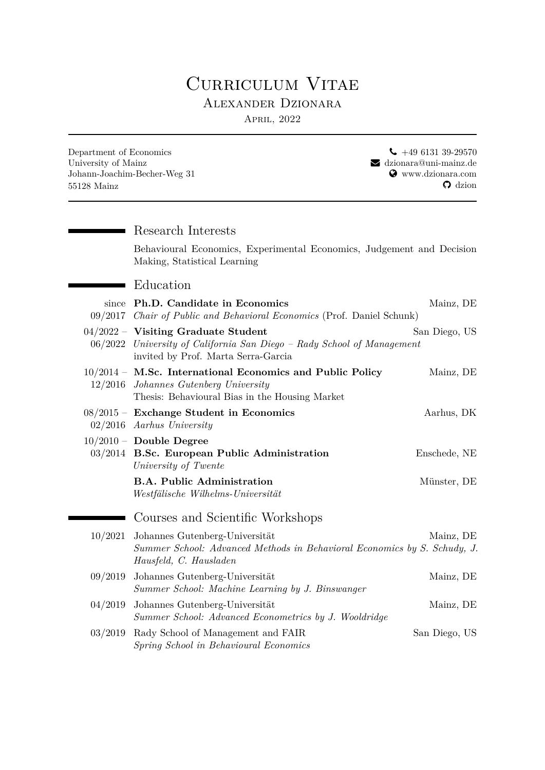# Curriculum Vitae

## Alexander Dzionara

April, 2022

Department of Economics
University of Mainz
Johann-Joachim-Becher-Weg 31
55128 Mainz

+49 6131 39-29570
dzionara@uni-mainz.de
www.dzionara.com
dzion

## Research Interests

Behavioural Economics, Experimental Economics, Judgement and Decision Making, Statistical Learning

## Education

since 09/2017 — **Ph.D. Candidate in Economics** — Mainz, DE
*Chair of Public and Behavioral Economics* (Prof. Daniel Schunk)

04/2022 – 06/2022 — **Visiting Graduate Student** — San Diego, US
*University of California San Diego – Rady School of Management*
invited by Prof. Marta Serra-Garcia

10/2014 – 12/2016 — **M.Sc. International Economics and Public Policy** — Mainz, DE
*Johannes Gutenberg University*
Thesis: Behavioural Bias in the Housing Market

08/2015 – 02/2016 — **Exchange Student in Economics** — Aarhus, DK
*Aarhus University*

10/2010 – 03/2014 — **Double Degree**
**B.Sc. European Public Administration** — Enschede, NE
*University of Twente*
**B.A. Public Administration** — Münster, DE
*Westfälische Wilhelms-Universität*

## Courses and Scientific Workshops

10/2021 — Johannes Gutenberg-Universität — Mainz, DE
*Summer School: Advanced Methods in Behavioral Economics by S. Schudy, J. Hausfeld, C. Hausladen*

09/2019 — Johannes Gutenberg-Universität — Mainz, DE
*Summer School: Machine Learning by J. Binswanger*

04/2019 — Johannes Gutenberg-Universität — Mainz, DE
*Summer School: Advanced Econometrics by J. Wooldridge*

03/2019 — Rady School of Management and FAIR — San Diego, US
*Spring School in Behavioural Economics*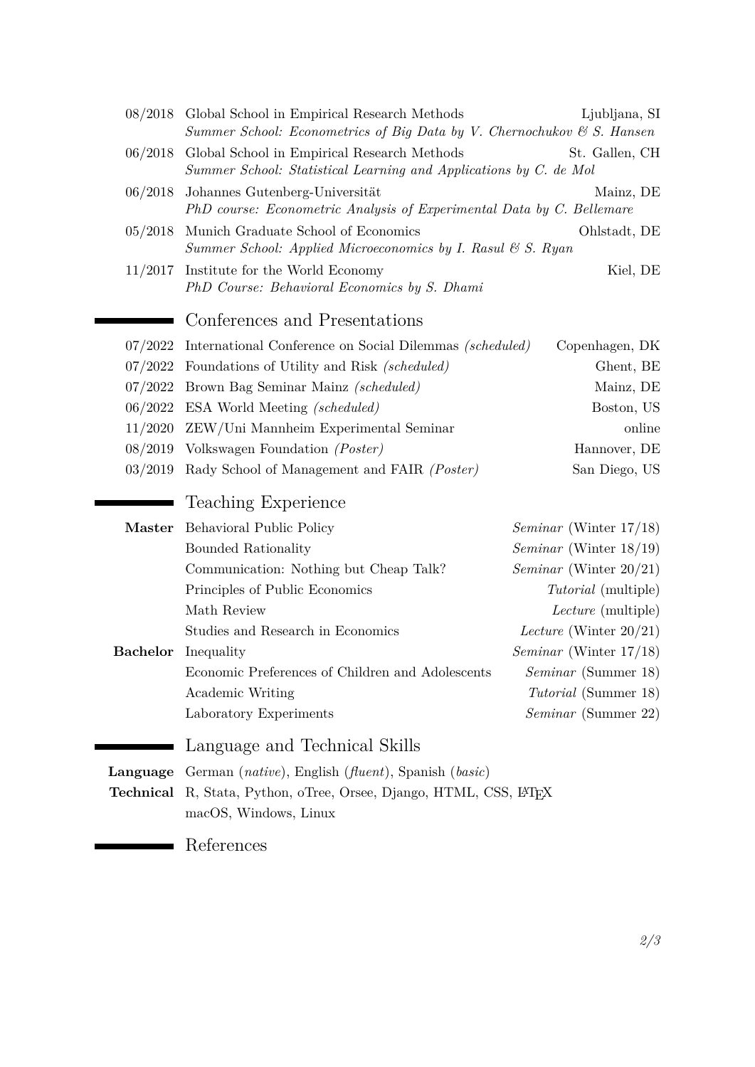| | | |
|---|---|---|
| 08/2018 | Global School in Empirical Research Methods<br>*Summer School: Econometrics of Big Data by V. Chernochukov & S. Hansen* | Ljubljana, SI |
| 06/2018 | Global School in Empirical Research Methods<br>*Summer School: Statistical Learning and Applications by C. de Mol* | St. Gallen, CH |
| 06/2018 | Johannes Gutenberg-Universität<br>*PhD course: Econometric Analysis of Experimental Data by C. Bellemare* | Mainz, DE |
| 05/2018 | Munich Graduate School of Economics<br>*Summer School: Applied Microeconomics by I. Rasul & S. Ryan* | Ohlstadt, DE |
| 11/2017 | Institute for the World Economy<br>*PhD Course: Behavioral Economics by S. Dhami* | Kiel, DE |

## Conferences and Presentations

| | | |
|---|---|---|
| 07/2022 | International Conference on Social Dilemmas *(scheduled)* | Copenhagen, DK |
| 07/2022 | Foundations of Utility and Risk *(scheduled)* | Ghent, BE |
| 07/2022 | Brown Bag Seminar Mainz *(scheduled)* | Mainz, DE |
| 06/2022 | ESA World Meeting *(scheduled)* | Boston, US |
| 11/2020 | ZEW/Uni Mannheim Experimental Seminar | online |
| 08/2019 | Volkswagen Foundation *(Poster)* | Hannover, DE |
| 03/2019 | Rady School of Management and FAIR *(Poster)* | San Diego, US |

## Teaching Experience

| | | |
|---|---|---|
| **Master** | Behavioral Public Policy | *Seminar* (Winter 17/18) |
| | Bounded Rationality | *Seminar* (Winter 18/19) |
| | Communication: Nothing but Cheap Talk? | *Seminar* (Winter 20/21) |
| | Principles of Public Economics | *Tutorial* (multiple) |
| | Math Review | *Lecture* (multiple) |
| | Studies and Research in Economics | *Lecture* (Winter 20/21) |
| **Bachelor** | Inequality | *Seminar* (Winter 17/18) |
| | Economic Preferences of Children and Adolescents | *Seminar* (Summer 18) |
| | Academic Writing | *Tutorial* (Summer 18) |
| | Laboratory Experiments | *Seminar* (Summer 22) |

## Language and Technical Skills

**Language** German (*native*), English (*fluent*), Spanish (*basic*)

**Technical** R, Stata, Python, oTree, Orsee, Django, HTML, CSS, LaTeX
macOS, Windows, Linux

## References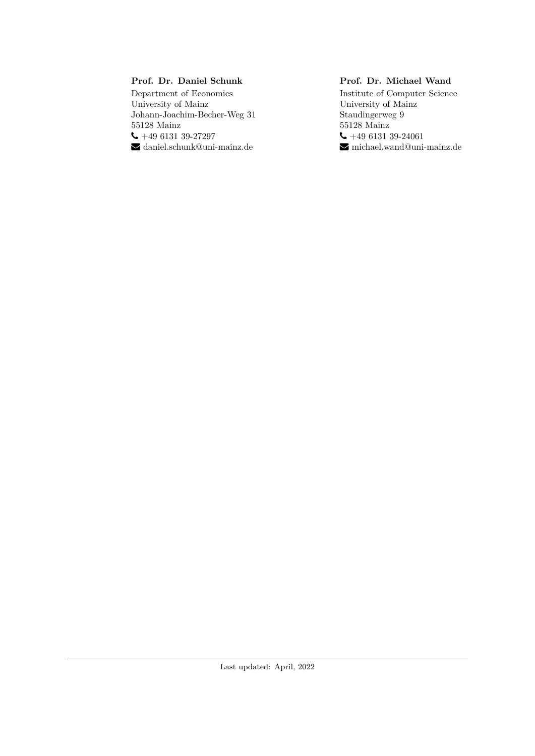**Prof. Dr. Daniel Schunk**

Department of Economics
University of Mainz
Johann-Joachim-Becher-Weg 31
55128 Mainz
+49 6131 39-27297
daniel.schunk@uni-mainz.de

**Prof. Dr. Michael Wand**

Institute of Computer Science
University of Mainz
Staudingerweg 9
55128 Mainz
+49 6131 39-24061
michael.wand@uni-mainz.de

---

Last updated: April, 2022